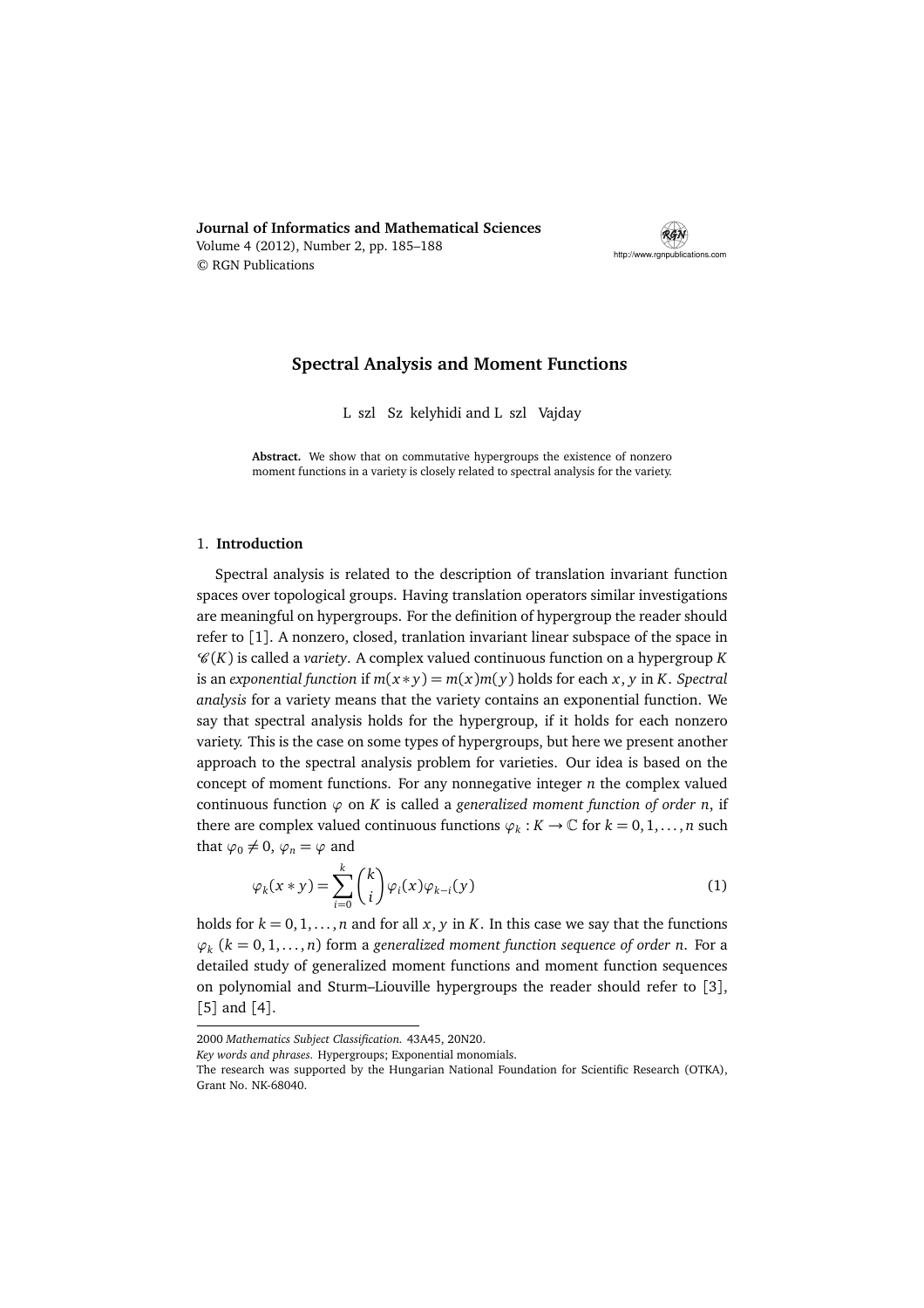# Spectral Analysis and Moment Functions

L szl Sz kelyhidi and L szl Vajday

**Abstract.** We show that on commutative hypergroups the existence of nonzero moment functions in a variety is closely related to spectral analysis for the variety.

## 1. Introduction

Spectral analysis is related to the description of translation invariant function spaces over topological groups. Having translation operators similar investigations are meaningful on hypergroups. For the definition of hypergroup the reader should refer to [1]. A nonzero, closed, tranlation invariant linear subspace of the space in $\mathscr{C}(K)$ is called a *variety*. A complex valued continuous function on a hypergroup $K$ is an *exponential function* if $m(x * y) = m(x)m(y)$ holds for each $x, y$ in $K$. *Spectral analysis* for a variety means that the variety contains an exponential function. We say that spectral analysis holds for the hypergroup, if it holds for each nonzero variety. This is the case on some types of hypergroups, but here we present another approach to the spectral analysis problem for varieties. Our idea is based on the concept of moment functions. For any nonnegative integer $n$ the complex valued continuous function $\varphi$ on $K$ is called a *generalized moment function of order $n$*, if there are complex valued continuous functions $\varphi_k : K \to \mathbb{C}$ for $k = 0, 1, \ldots, n$ such that $\varphi_0 \neq 0$, $\varphi_n = \varphi$ and

$$\varphi_k(x * y) = \sum_{i=0}^{k} \binom{k}{i} \varphi_i(x) \varphi_{k-i}(y) \tag{1}$$

holds for $k = 0, 1, \ldots, n$ and for all $x, y$ in $K$. In this case we say that the functions $\varphi_k$ $(k = 0, 1, \ldots, n)$ form a *generalized moment function sequence of order $n$*. For a detailed study of generalized moment functions and moment function sequences on polynomial and Sturm–Liouville hypergroups the reader should refer to [3], [5] and [4].

---

2000 *Mathematics Subject Classification.* 43A45, 20N20.

*Key words and phrases.* Hypergroups; Exponential monomials.

The research was supported by the Hungarian National Foundation for Scientific Research (OTKA), Grant No. NK-68040.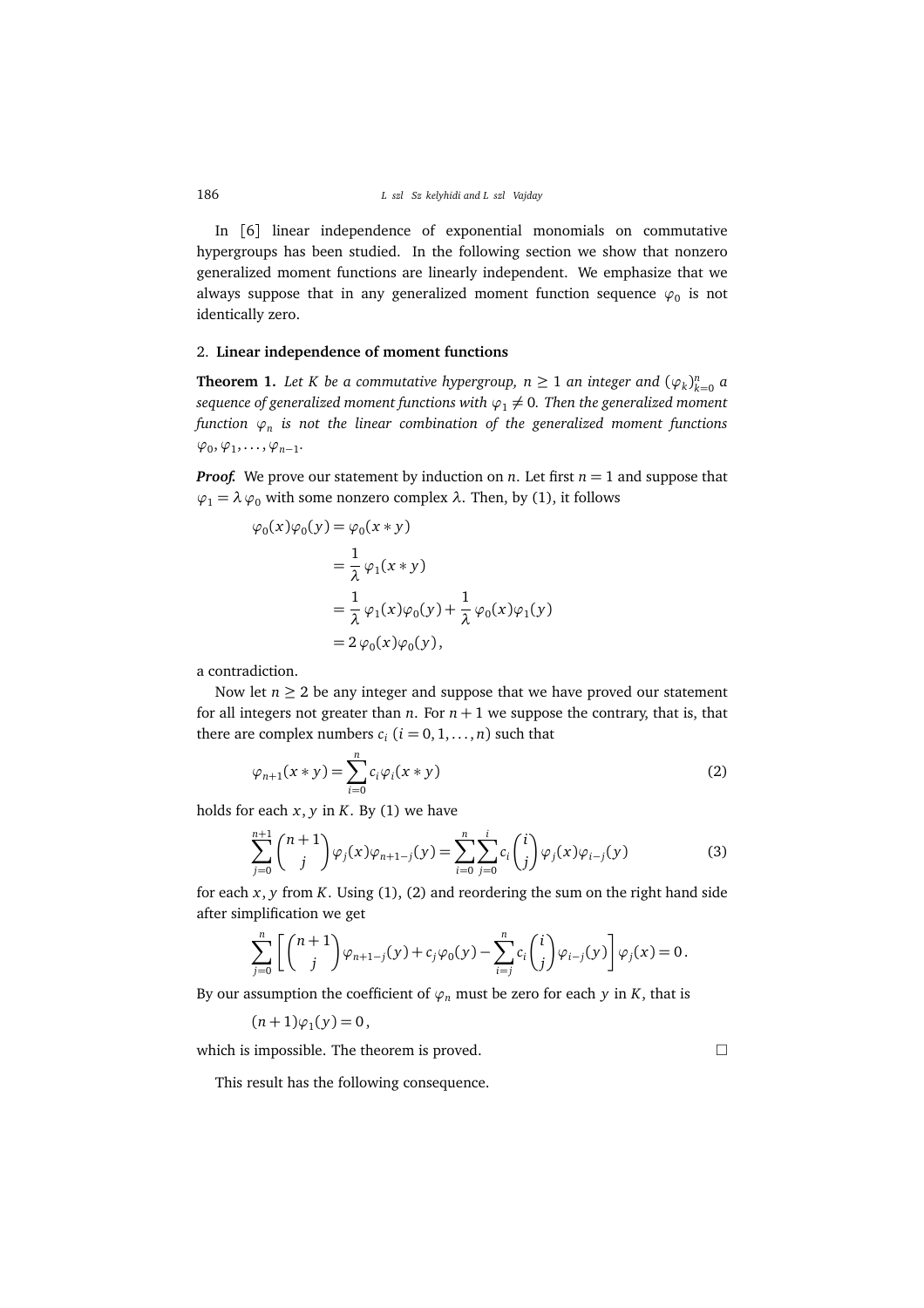In [6] linear independence of exponential monomials on commutative hypergroups has been studied. In the following section we show that nonzero generalized moment functions are linearly independent. We emphasize that we always suppose that in any generalized moment function sequence $\varphi_0$ is not identically zero.

## 2. Linear independence of moment functions

**Theorem 1.** *Let $K$ be a commutative hypergroup, $n \geq 1$ an integer and $(\varphi_k)_{k=0}^n$ a sequence of generalized moment functions with $\varphi_1 \neq 0$. Then the generalized moment function $\varphi_n$ is not the linear combination of the generalized moment functions $\varphi_0, \varphi_1, \ldots, \varphi_{n-1}$.*

***Proof.*** We prove our statement by induction on $n$. Let first $n = 1$ and suppose that $\varphi_1 = \lambda \varphi_0$ with some nonzero complex $\lambda$. Then, by (1), it follows

$$
\begin{aligned}
\varphi_0(x)\varphi_0(y) &= \varphi_0(x * y) \\
&= \frac{1}{\lambda}\,\varphi_1(x * y) \\
&= \frac{1}{\lambda}\,\varphi_1(x)\varphi_0(y) + \frac{1}{\lambda}\,\varphi_0(x)\varphi_1(y) \\
&= 2\,\varphi_0(x)\varphi_0(y),
\end{aligned}
$$

a contradiction.

Now let $n \geq 2$ be any integer and suppose that we have proved our statement for all integers not greater than $n$. For $n+1$ we suppose the contrary, that is, that there are complex numbers $c_i$ $(i = 0, 1, \ldots, n)$ such that

$$
\varphi_{n+1}(x * y) = \sum_{i=0}^{n} c_i \varphi_i(x * y) \tag{2}
$$

holds for each $x, y$ in $K$. By (1) we have

$$
\sum_{j=0}^{n+1} \binom{n+1}{j} \varphi_j(x)\varphi_{n+1-j}(y) = \sum_{i=0}^{n} \sum_{j=0}^{i} c_i \binom{i}{j} \varphi_j(x)\varphi_{i-j}(y) \tag{3}
$$

for each $x, y$ from $K$. Using (1), (2) and reordering the sum on the right hand side after simplification we get

$$
\sum_{j=0}^{n} \left[ \binom{n+1}{j} \varphi_{n+1-j}(y) + c_j \varphi_0(y) - \sum_{i=j}^{n} c_i \binom{i}{j} \varphi_{i-j}(y) \right] \varphi_j(x) = 0\,.
$$

By our assumption the coefficient of $\varphi_n$ must be zero for each $y$ in $K$, that is

$$
(n+1)\varphi_1(y) = 0\,,
$$

which is impossible. The theorem is proved. □

This result has the following consequence.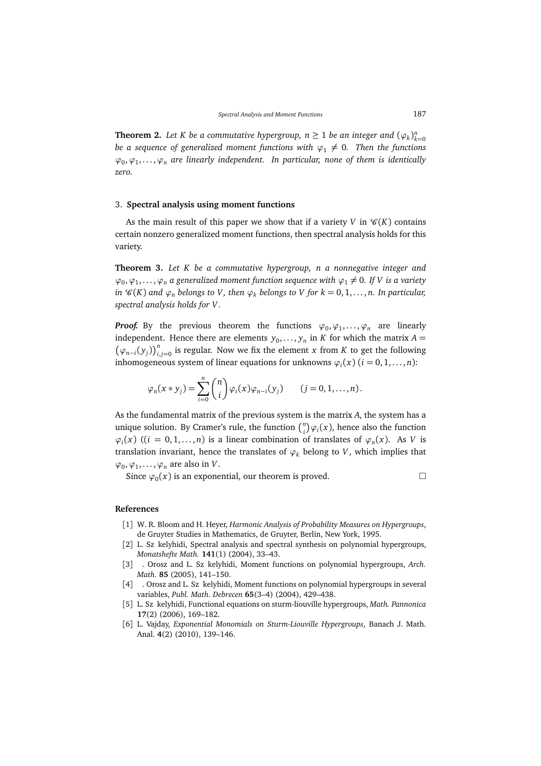**Theorem 2.** *Let $K$ be a commutative hypergroup, $n \geq 1$ be an integer and $(\varphi_k)_{k=0}^n$ be a sequence of generalized moment functions with $\varphi_1 \neq 0$. Then the functions $\varphi_0, \varphi_1, \ldots, \varphi_n$ are linearly independent. In particular, none of them is identically zero.*

## 3. Spectral analysis using moment functions

As the main result of this paper we show that if a variety $V$ in $\mathscr{C}(K)$ contains certain nonzero generalized moment functions, then spectral analysis holds for this variety.

**Theorem 3.** *Let $K$ be a commutative hypergroup, $n$ a nonnegative integer and $\varphi_0, \varphi_1, \ldots, \varphi_n$ a generalized moment function sequence with $\varphi_1 \neq 0$. If $V$ is a variety in $\mathscr{C}(K)$ and $\varphi_n$ belongs to $V$, then $\varphi_k$ belongs to $V$ for $k = 0, 1, \ldots, n$. In particular, spectral analysis holds for $V$.*

***Proof.*** By the previous theorem the functions $\varphi_0, \varphi_1, \ldots, \varphi_n$ are linearly independent. Hence there are elements $y_0, \ldots, y_n$ in $K$ for which the matrix $A = \big(\varphi_{n-i}(y_j)\big)_{i,j=0}^n$ is regular. Now we fix the element $x$ from $K$ to get the following inhomogeneous system of linear equations for unknowns $\varphi_i(x)$ $(i = 0, 1, \ldots, n)$:

$$\varphi_n(x * y_j) = \sum_{i=0}^{n} \binom{n}{i} \varphi_i(x) \varphi_{n-i}(y_j) \qquad (j = 0, 1, \ldots, n).$$

As the fundamental matrix of the previous system is the matrix $A$, the system has a unique solution. By Cramer's rule, the function $\binom{n}{i}\varphi_i(x)$, hence also the function $\varphi_i(x)$ (($i = 0, 1, \ldots, n$) is a linear combination of translates of $\varphi_n(x)$. As $V$ is translation invariant, hence the translates of $\varphi_k$ belong to $V$, which implies that $\varphi_0, \varphi_1, \ldots, \varphi_n$ are also in $V$.

Since $\varphi_0(x)$ is an exponential, our theorem is proved. □

## References

[1] W. R. Bloom and H. Heyer, *Harmonic Analysis of Probability Measures on Hypergroups*, de Gruyter Studies in Mathematics, de Gruyter, Berlin, New York, 1995.

[2] L. Sz kelyhidi, Spectral analysis and spectral synthesis on polynomial hypergroups, *Monatshefte Math.* **141**(1) (2004), 33–43.

[3] . Orosz and L. Sz kelyhidi, Moment functions on polynomial hypergroups, *Arch. Math.* **85** (2005), 141–150.

[4] . Orosz and L. Sz kelyhidi, Moment functions on polynomial hypergroups in several variables, *Publ. Math. Debrecen* **65**(3–4) (2004), 429–438.

[5] L. Sz kelyhidi, Functional equations on sturm-liouville hypergroups, *Math. Pannonica* **17**(2) (2006), 169–182.

[6] L. Vajday, *Exponential Monomials on Sturm-Liouville Hypergroups*, Banach J. Math. Anal. **4**(2) (2010), 139–146.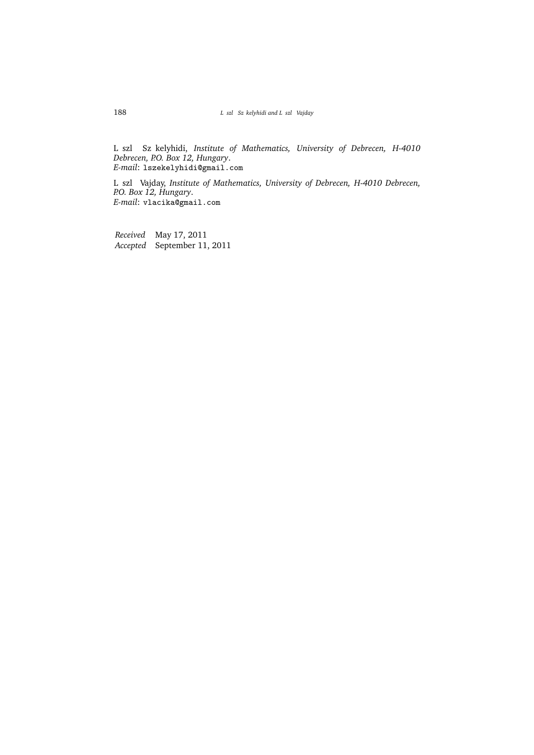L szl   Sz kelyhidi, *Institute of Mathematics, University of Debrecen, H-4010 Debrecen, P.O. Box 12, Hungary*.
*E-mail*: lszekelyhidi@gmail.com

L szl   Vajday, *Institute of Mathematics, University of Debrecen, H-4010 Debrecen, P.O. Box 12, Hungary*.
*E-mail*: vlacika@gmail.com

*Received* May 17, 2011
*Accepted* September 11, 2011